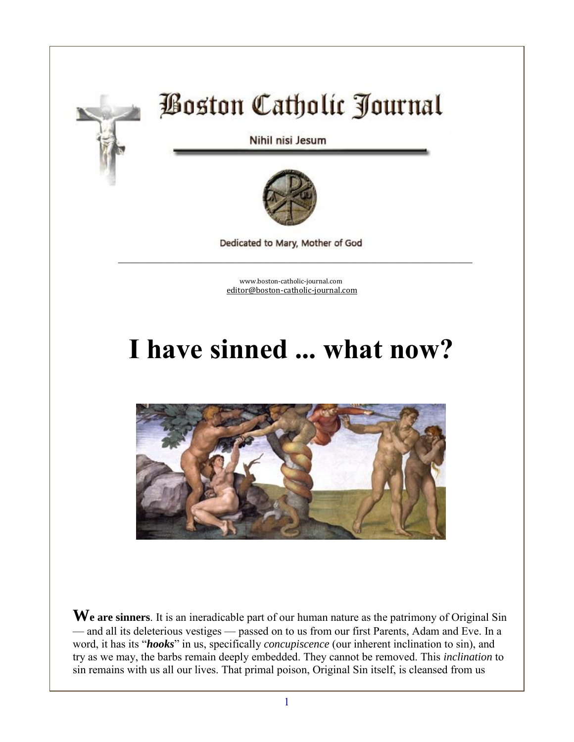# Boston Catholic Journal

Nihil nisi Jesum

Dedicated to Mary, Mother of God

www.boston-catholic-journal.com
editor@boston-catholic-journal.com

# I have sinned ... what now?

**We are sinners**. It is an ineradicable part of our human nature as the patrimony of Original Sin — and all its deleterious vestiges — passed on to us from our first Parents, Adam and Eve. In a word, it has its "***hooks***" in us, specifically *concupiscence* (our inherent inclination to sin), and try as we may, the barbs remain deeply embedded. They cannot be removed. This *inclination* to sin remains with us all our lives. That primal poison, Original Sin itself, is cleansed from us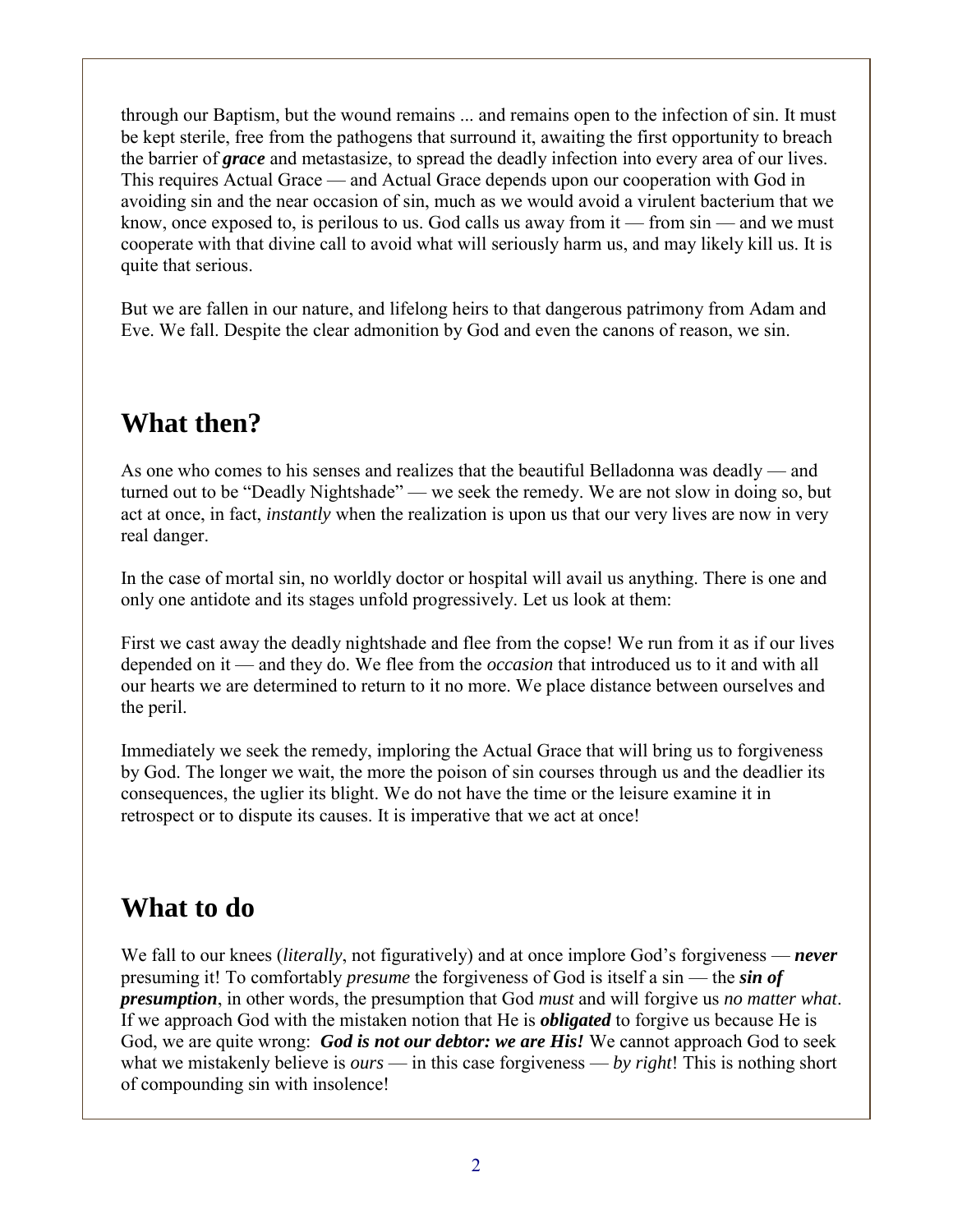through our Baptism, but the wound remains ... and remains open to the infection of sin. It must be kept sterile, free from the pathogens that surround it, awaiting the first opportunity to breach the barrier of ***grace*** and metastasize, to spread the deadly infection into every area of our lives. This requires Actual Grace — and Actual Grace depends upon our cooperation with God in avoiding sin and the near occasion of sin, much as we would avoid a virulent bacterium that we know, once exposed to, is perilous to us. God calls us away from it — from sin — and we must cooperate with that divine call to avoid what will seriously harm us, and may likely kill us. It is quite that serious.

But we are fallen in our nature, and lifelong heirs to that dangerous patrimony from Adam and Eve. We fall. Despite the clear admonition by God and even the canons of reason, we sin.

## What then?

As one who comes to his senses and realizes that the beautiful Belladonna was deadly — and turned out to be "Deadly Nightshade" — we seek the remedy. We are not slow in doing so, but act at once, in fact, *instantly* when the realization is upon us that our very lives are now in very real danger.

In the case of mortal sin, no worldly doctor or hospital will avail us anything. There is one and only one antidote and its stages unfold progressively. Let us look at them:

First we cast away the deadly nightshade and flee from the copse! We run from it as if our lives depended on it — and they do. We flee from the *occasion* that introduced us to it and with all our hearts we are determined to return to it no more. We place distance between ourselves and the peril.

Immediately we seek the remedy, imploring the Actual Grace that will bring us to forgiveness by God. The longer we wait, the more the poison of sin courses through us and the deadlier its consequences, the uglier its blight. We do not have the time or the leisure examine it in retrospect or to dispute its causes. It is imperative that we act at once!

## What to do

We fall to our knees (*literally*, not figuratively) and at once implore God's forgiveness — ***never*** presuming it! To comfortably *presume* the forgiveness of God is itself a sin — the ***sin of presumption***, in other words, the presumption that God *must* and will forgive us *no matter what*. If we approach God with the mistaken notion that He is ***obligated*** to forgive us because He is God, we are quite wrong: ***God is not our debtor: we are His!*** We cannot approach God to seek what we mistakenly believe is *ours* — in this case forgiveness — *by right*! This is nothing short of compounding sin with insolence!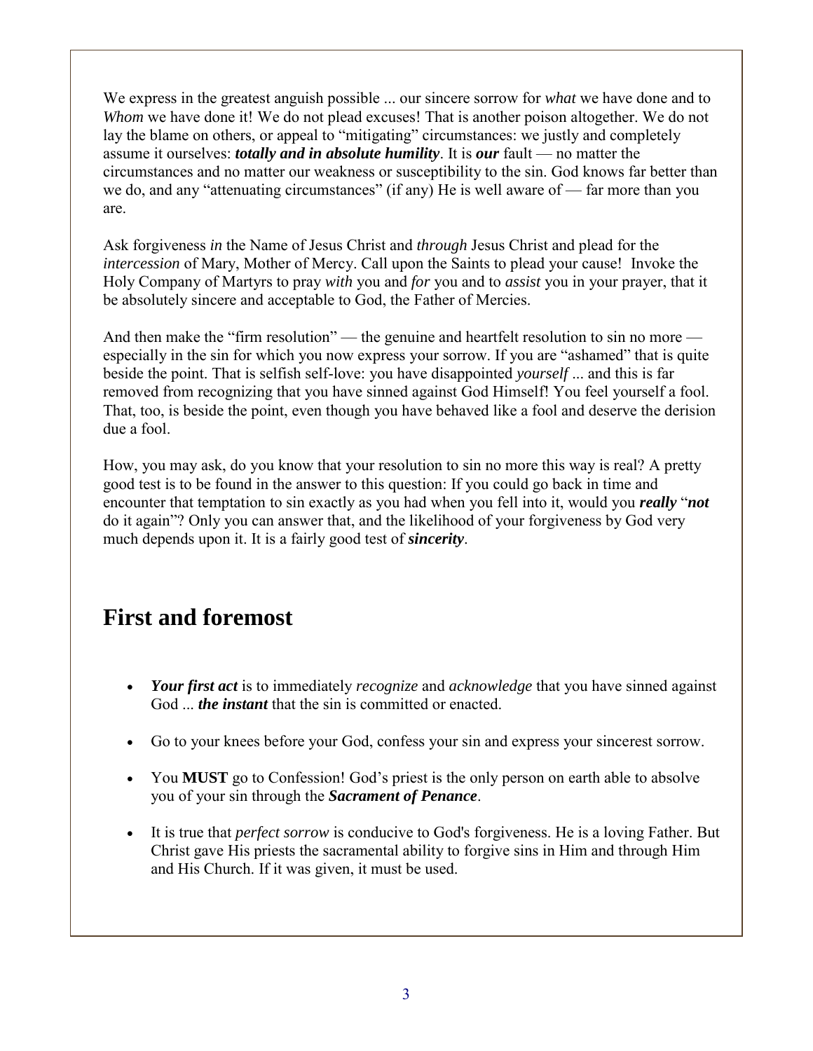We express in the greatest anguish possible ... our sincere sorrow for *what* we have done and to *Whom* we have done it! We do not plead excuses! That is another poison altogether. We do not lay the blame on others, or appeal to "mitigating" circumstances: we justly and completely assume it ourselves: ***totally and in absolute humility***. It is ***our*** fault — no matter the circumstances and no matter our weakness or susceptibility to the sin. God knows far better than we do, and any "attenuating circumstances" (if any) He is well aware of — far more than you are.

Ask forgiveness *in* the Name of Jesus Christ and *through* Jesus Christ and plead for the *intercession* of Mary, Mother of Mercy. Call upon the Saints to plead your cause! Invoke the Holy Company of Martyrs to pray *with* you and *for* you and to *assist* you in your prayer, that it be absolutely sincere and acceptable to God, the Father of Mercies.

And then make the "firm resolution" — the genuine and heartfelt resolution to sin no more — especially in the sin for which you now express your sorrow. If you are "ashamed" that is quite beside the point. That is selfish self-love: you have disappointed *yourself* ... and this is far removed from recognizing that you have sinned against God Himself! You feel yourself a fool. That, too, is beside the point, even though you have behaved like a fool and deserve the derision due a fool.

How, you may ask, do you know that your resolution to sin no more this way is real? A pretty good test is to be found in the answer to this question: If you could go back in time and encounter that temptation to sin exactly as you had when you fell into it, would you ***really*** "***not*** do it again"? Only you can answer that, and the likelihood of your forgiveness by God very much depends upon it. It is a fairly good test of ***sincerity***.

## First and foremost

- ***Your first act*** is to immediately *recognize* and *acknowledge* that you have sinned against God ... ***the instant*** that the sin is committed or enacted.
- Go to your knees before your God, confess your sin and express your sincerest sorrow.
- You **MUST** go to Confession! God's priest is the only person on earth able to absolve you of your sin through the ***Sacrament of Penance***.
- It is true that *perfect sorrow* is conducive to God's forgiveness. He is a loving Father. But Christ gave His priests the sacramental ability to forgive sins in Him and through Him and His Church. If it was given, it must be used.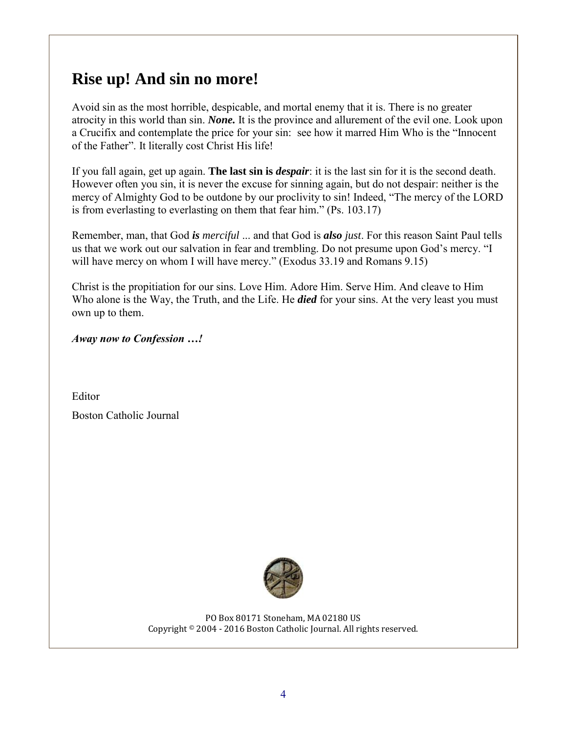## Rise up! And sin no more!

Avoid sin as the most horrible, despicable, and mortal enemy that it is. There is no greater atrocity in this world than sin. ***None.*** It is the province and allurement of the evil one. Look upon a Crucifix and contemplate the price for your sin: see how it marred Him Who is the "Innocent of the Father". It literally cost Christ His life!

If you fall again, get up again. **The last sin is *despair***: it is the last sin for it is the second death. However often you sin, it is never the excuse for sinning again, but do not despair: neither is the mercy of Almighty God to be outdone by our proclivity to sin! Indeed, "The mercy of the LORD is from everlasting to everlasting on them that fear him." (Ps. 103.17)

Remember, man, that God ***is*** *merciful* ... and that God is ***also*** *just*. For this reason Saint Paul tells us that we work out our salvation in fear and trembling. Do not presume upon God's mercy. "I will have mercy on whom I will have mercy." (Exodus 33.19 and Romans 9.15)

Christ is the propitiation for our sins. Love Him. Adore Him. Serve Him. And cleave to Him Who alone is the Way, the Truth, and the Life. He ***died*** for your sins. At the very least you must own up to them.

***Away now to Confession …!***

Editor

Boston Catholic Journal

PO Box 80171 Stoneham, MA 02180 US
Copyright © 2004 - 2016 Boston Catholic Journal. All rights reserved.